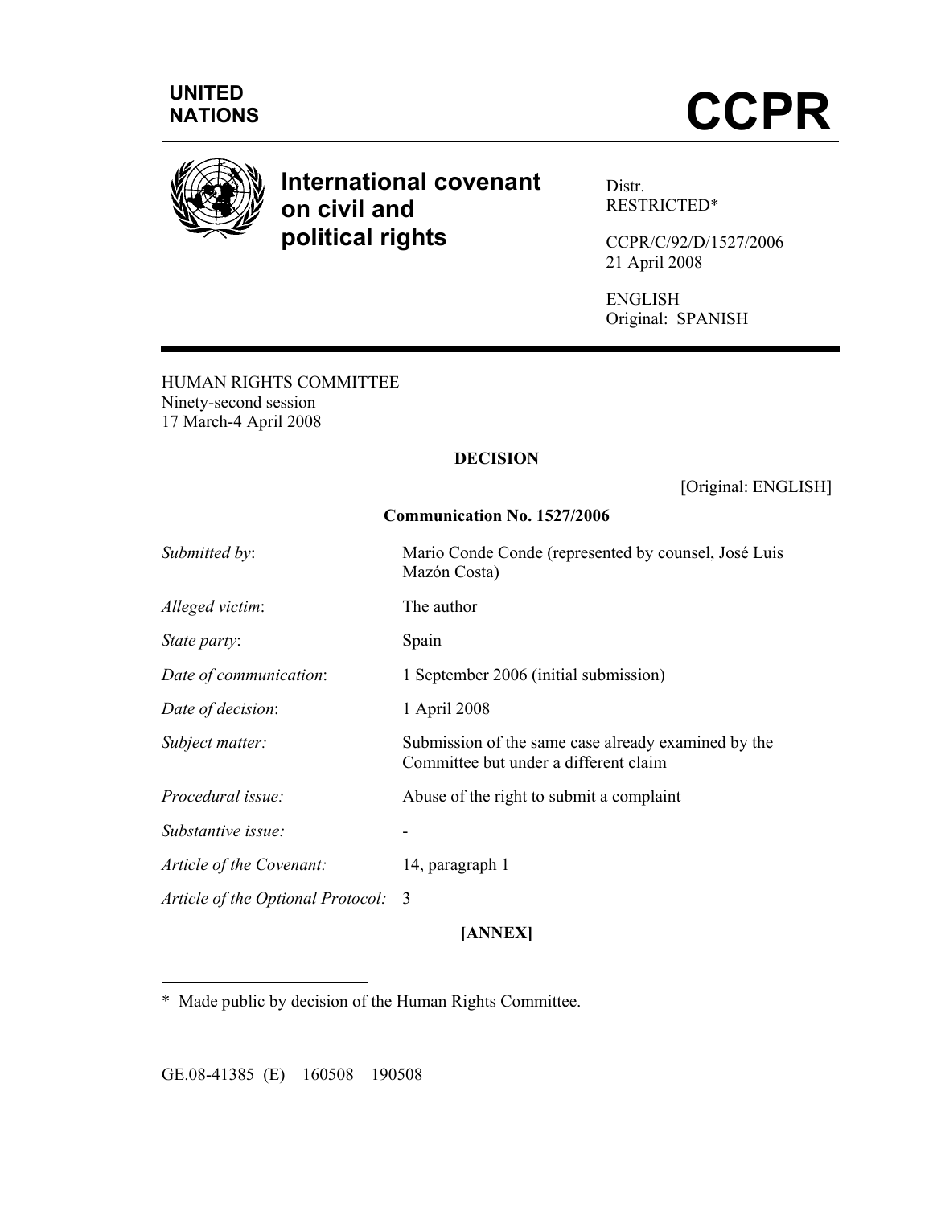UNITED NATIONS

# CCPR

**International covenant on civil and political rights**

Distr.
RESTRICTED*

CCPR/C/92/D/1527/2006
21 April 2008

ENGLISH
Original: SPANISH

HUMAN RIGHTS COMMITTEE
Ninety-second session
17 March-4 April 2008

**DECISION**

[Original: ENGLISH]

**Communication No. 1527/2006**

| | |
|---|---|
| *Submitted by*: | Mario Conde Conde (represented by counsel, José Luis Mazón Costa) |
| *Alleged victim*: | The author |
| *State party*: | Spain |
| *Date of communication*: | 1 September 2006 (initial submission) |
| *Date of decision*: | 1 April 2008 |
| *Subject matter:* | Submission of the same case already examined by the Committee but under a different claim |
| *Procedural issue:* | Abuse of the right to submit a complaint |
| *Substantive issue:* | - |
| *Article of the Covenant:* | 14, paragraph 1 |
| *Article of the Optional Protocol:* | 3 |

**[ANNEX]**

\* Made public by decision of the Human Rights Committee.

GE.08-41385 (E) 160508 190508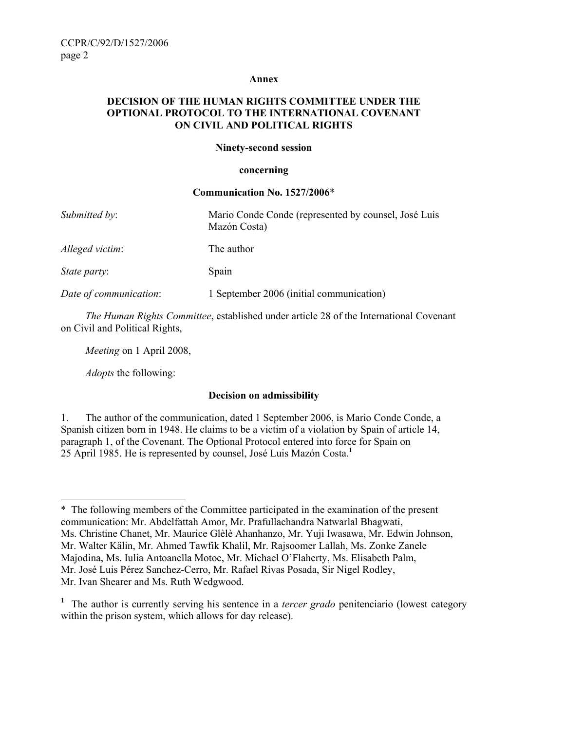**Annex**

**DECISION OF THE HUMAN RIGHTS COMMITTEE UNDER THE OPTIONAL PROTOCOL TO THE INTERNATIONAL COVENANT ON CIVIL AND POLITICAL RIGHTS**

**Ninety-second session**

**concerning**

**Communication No. 1527/2006***

| | |
|---|---|
| *Submitted by*: | Mario Conde Conde (represented by counsel, José Luis Mazón Costa) |
| *Alleged victim*: | The author |
| *State party*: | Spain |
| *Date of communication*: | 1 September 2006 (initial communication) |

*The Human Rights Committee*, established under article 28 of the International Covenant on Civil and Political Rights,

*Meeting* on 1 April 2008,

*Adopts* the following:

**Decision on admissibility**

1. The author of the communication, dated 1 September 2006, is Mario Conde Conde, a Spanish citizen born in 1948. He claims to be a victim of a violation by Spain of article 14, paragraph 1, of the Covenant. The Optional Protocol entered into force for Spain on 25 April 1985. He is represented by counsel, José Luis Mazón Costa.[1]

---

\* The following members of the Committee participated in the examination of the present communication: Mr. Abdelfattah Amor, Mr. Prafullachandra Natwarlal Bhagwati, Ms. Christine Chanet, Mr. Maurice Glèlè Ahanhanzo, Mr. Yuji Iwasawa, Mr. Edwin Johnson, Mr. Walter Kälin, Mr. Ahmed Tawfik Khalil, Mr. Rajsoomer Lallah, Ms. Zonke Zanele Majodina, Ms. Iulia Antoanella Motoc, Mr. Michael O'Flaherty, Ms. Elisabeth Palm, Mr. José Luis Pérez Sanchez-Cerro, Mr. Rafael Rivas Posada, Sir Nigel Rodley, Mr. Ivan Shearer and Ms. Ruth Wedgwood.

[1] The author is currently serving his sentence in a *tercer grado* penitenciario (lowest category within the prison system, which allows for day release).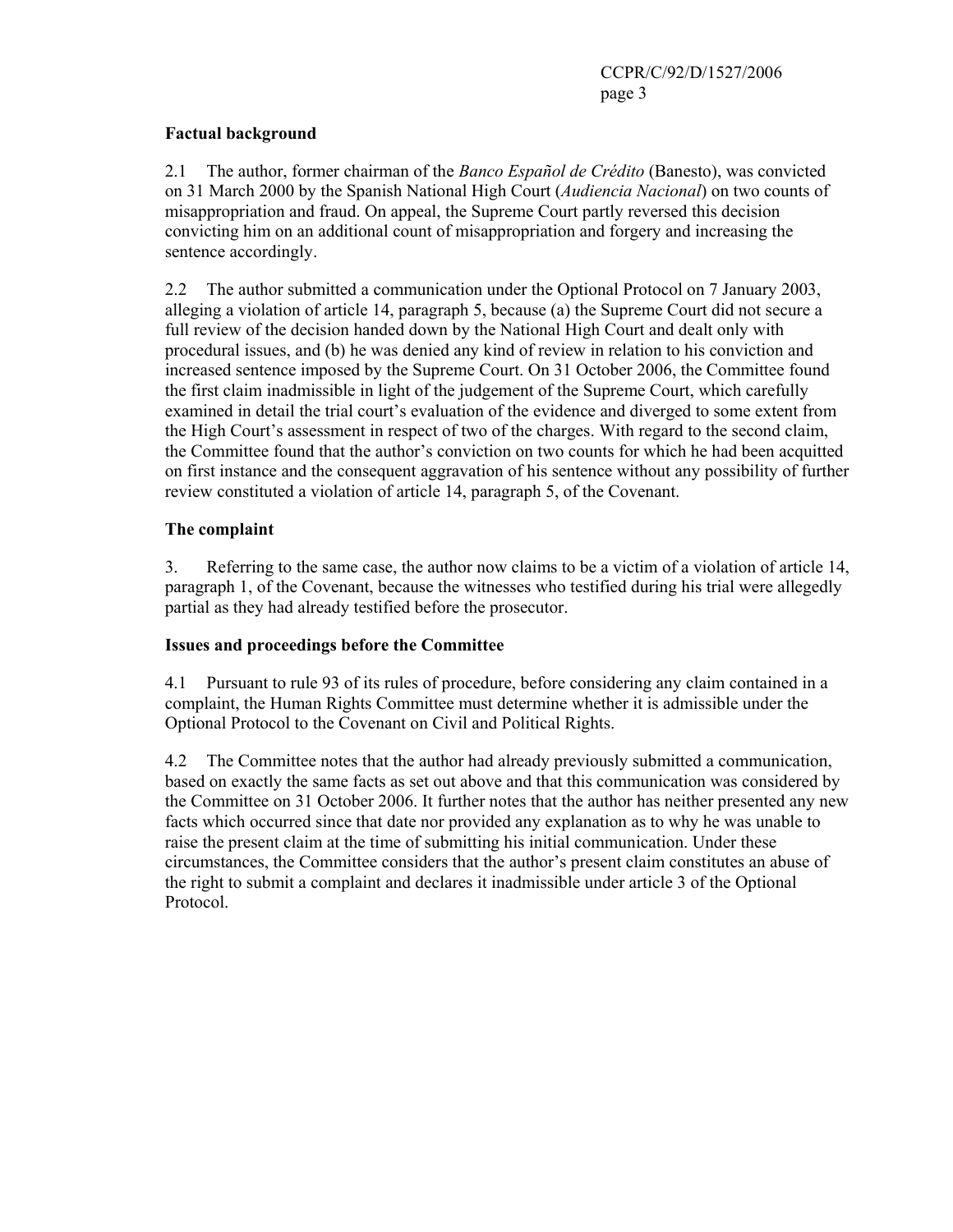### Factual background

2.1 The author, former chairman of the *Banco Español de Crédito* (Banesto), was convicted on 31 March 2000 by the Spanish National High Court (*Audiencia Nacional*) on two counts of misappropriation and fraud. On appeal, the Supreme Court partly reversed this decision convicting him on an additional count of misappropriation and forgery and increasing the sentence accordingly.

2.2 The author submitted a communication under the Optional Protocol on 7 January 2003, alleging a violation of article 14, paragraph 5, because (a) the Supreme Court did not secure a full review of the decision handed down by the National High Court and dealt only with procedural issues, and (b) he was denied any kind of review in relation to his conviction and increased sentence imposed by the Supreme Court. On 31 October 2006, the Committee found the first claim inadmissible in light of the judgement of the Supreme Court, which carefully examined in detail the trial court's evaluation of the evidence and diverged to some extent from the High Court's assessment in respect of two of the charges. With regard to the second claim, the Committee found that the author's conviction on two counts for which he had been acquitted on first instance and the consequent aggravation of his sentence without any possibility of further review constituted a violation of article 14, paragraph 5, of the Covenant.

### The complaint

3. Referring to the same case, the author now claims to be a victim of a violation of article 14, paragraph 1, of the Covenant, because the witnesses who testified during his trial were allegedly partial as they had already testified before the prosecutor.

### Issues and proceedings before the Committee

4.1 Pursuant to rule 93 of its rules of procedure, before considering any claim contained in a complaint, the Human Rights Committee must determine whether it is admissible under the Optional Protocol to the Covenant on Civil and Political Rights.

4.2 The Committee notes that the author had already previously submitted a communication, based on exactly the same facts as set out above and that this communication was considered by the Committee on 31 October 2006. It further notes that the author has neither presented any new facts which occurred since that date nor provided any explanation as to why he was unable to raise the present claim at the time of submitting his initial communication. Under these circumstances, the Committee considers that the author's present claim constitutes an abuse of the right to submit a complaint and declares it inadmissible under article 3 of the Optional Protocol.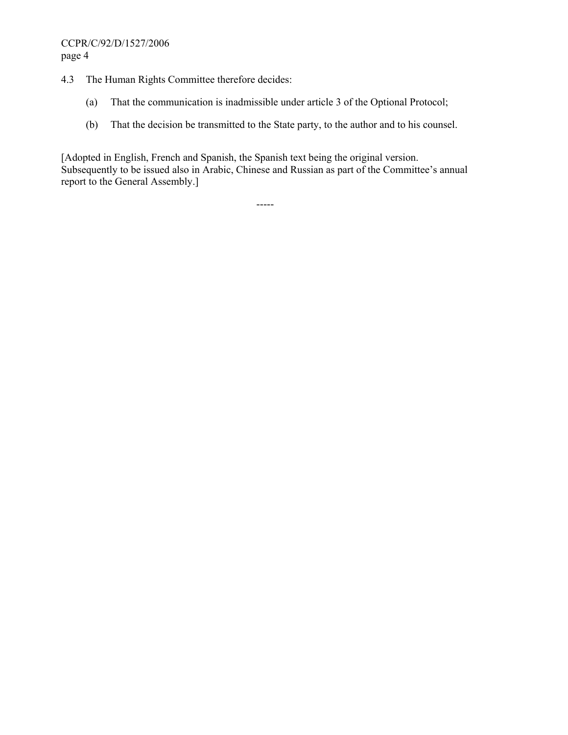4.3 The Human Rights Committee therefore decides:

(a) That the communication is inadmissible under article 3 of the Optional Protocol;

(b) That the decision be transmitted to the State party, to the author and to his counsel.

[Adopted in English, French and Spanish, the Spanish text being the original version. Subsequently to be issued also in Arabic, Chinese and Russian as part of the Committee's annual report to the General Assembly.]

-----